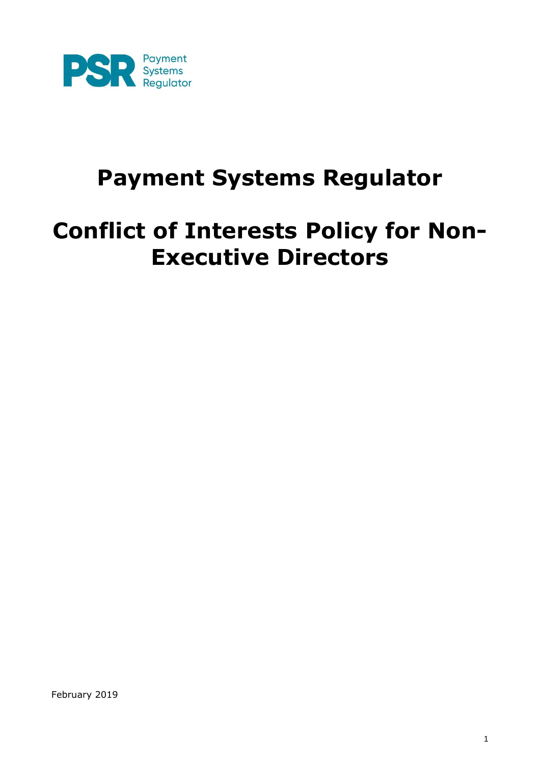Payment Systems Regulator

# Payment Systems Regulator

# Conflict of Interests Policy for Non-Executive Directors

February 2019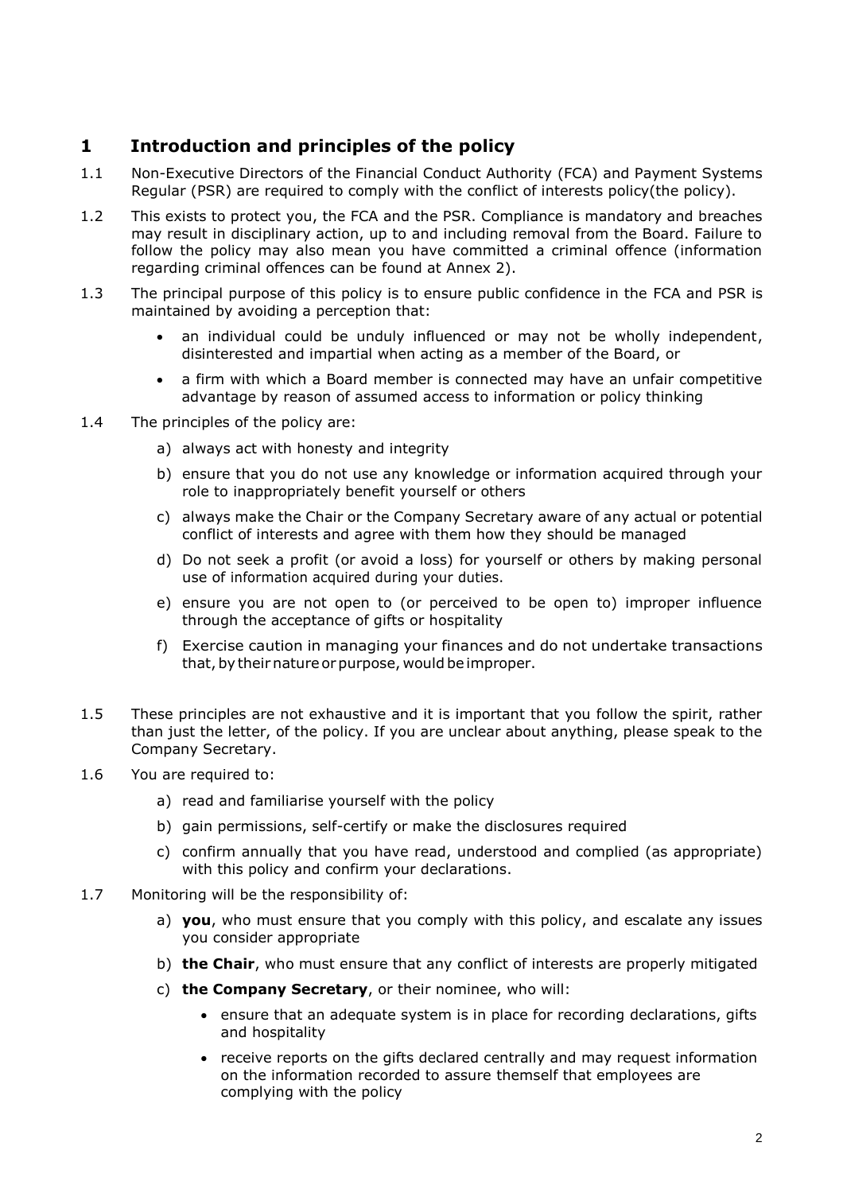## 1 Introduction and principles of the policy

1.1 Non-Executive Directors of the Financial Conduct Authority (FCA) and Payment Systems Regular (PSR) are required to comply with the conflict of interests policy(the policy).

1.2 This exists to protect you, the FCA and the PSR. Compliance is mandatory and breaches may result in disciplinary action, up to and including removal from the Board. Failure to follow the policy may also mean you have committed a criminal offence (information regarding criminal offences can be found at Annex 2).

1.3 The principal purpose of this policy is to ensure public confidence in the FCA and PSR is maintained by avoiding a perception that:

- an individual could be unduly influenced or may not be wholly independent, disinterested and impartial when acting as a member of the Board, or
- a firm with which a Board member is connected may have an unfair competitive advantage by reason of assumed access to information or policy thinking

1.4 The principles of the policy are:

a) always act with honesty and integrity

b) ensure that you do not use any knowledge or information acquired through your role to inappropriately benefit yourself or others

c) always make the Chair or the Company Secretary aware of any actual or potential conflict of interests and agree with them how they should be managed

d) Do not seek a profit (or avoid a loss) for yourself or others by making personal use of information acquired during your duties.

e) ensure you are not open to (or perceived to be open to) improper influence through the acceptance of gifts or hospitality

f) Exercise caution in managing your finances and do not undertake transactions that, by their nature or purpose, would be improper.

1.5 These principles are not exhaustive and it is important that you follow the spirit, rather than just the letter, of the policy. If you are unclear about anything, please speak to the Company Secretary.

1.6 You are required to:

a) read and familiarise yourself with the policy

b) gain permissions, self-certify or make the disclosures required

c) confirm annually that you have read, understood and complied (as appropriate) with this policy and confirm your declarations.

1.7 Monitoring will be the responsibility of:

a) **you**, who must ensure that you comply with this policy, and escalate any issues you consider appropriate

b) **the Chair**, who must ensure that any conflict of interests are properly mitigated

c) **the Company Secretary**, or their nominee, who will:

- ensure that an adequate system is in place for recording declarations, gifts and hospitality
- receive reports on the gifts declared centrally and may request information on the information recorded to assure themself that employees are complying with the policy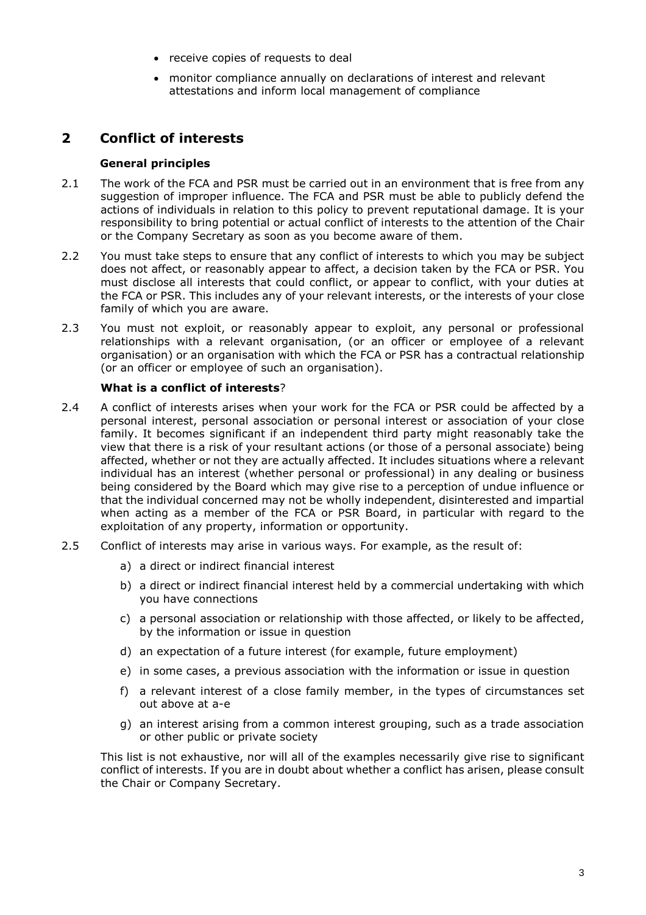- receive copies of requests to deal
- monitor compliance annually on declarations of interest and relevant attestations and inform local management of compliance

## 2 Conflict of interests

### General principles

2.1 The work of the FCA and PSR must be carried out in an environment that is free from any suggestion of improper influence. The FCA and PSR must be able to publicly defend the actions of individuals in relation to this policy to prevent reputational damage. It is your responsibility to bring potential or actual conflict of interests to the attention of the Chair or the Company Secretary as soon as you become aware of them.

2.2 You must take steps to ensure that any conflict of interests to which you may be subject does not affect, or reasonably appear to affect, a decision taken by the FCA or PSR. You must disclose all interests that could conflict, or appear to conflict, with your duties at the FCA or PSR. This includes any of your relevant interests, or the interests of your close family of which you are aware.

2.3 You must not exploit, or reasonably appear to exploit, any personal or professional relationships with a relevant organisation, (or an officer or employee of a relevant organisation) or an organisation with which the FCA or PSR has a contractual relationship (or an officer or employee of such an organisation).

### What is a conflict of interests?

2.4 A conflict of interests arises when your work for the FCA or PSR could be affected by a personal interest, personal association or personal interest or association of your close family. It becomes significant if an independent third party might reasonably take the view that there is a risk of your resultant actions (or those of a personal associate) being affected, whether or not they are actually affected. It includes situations where a relevant individual has an interest (whether personal or professional) in any dealing or business being considered by the Board which may give rise to a perception of undue influence or that the individual concerned may not be wholly independent, disinterested and impartial when acting as a member of the FCA or PSR Board, in particular with regard to the exploitation of any property, information or opportunity.

2.5 Conflict of interests may arise in various ways. For example, as the result of:

a) a direct or indirect financial interest

b) a direct or indirect financial interest held by a commercial undertaking with which you have connections

c) a personal association or relationship with those affected, or likely to be affected, by the information or issue in question

d) an expectation of a future interest (for example, future employment)

e) in some cases, a previous association with the information or issue in question

f) a relevant interest of a close family member, in the types of circumstances set out above at a-e

g) an interest arising from a common interest grouping, such as a trade association or other public or private society

This list is not exhaustive, nor will all of the examples necessarily give rise to significant conflict of interests. If you are in doubt about whether a conflict has arisen, please consult the Chair or Company Secretary.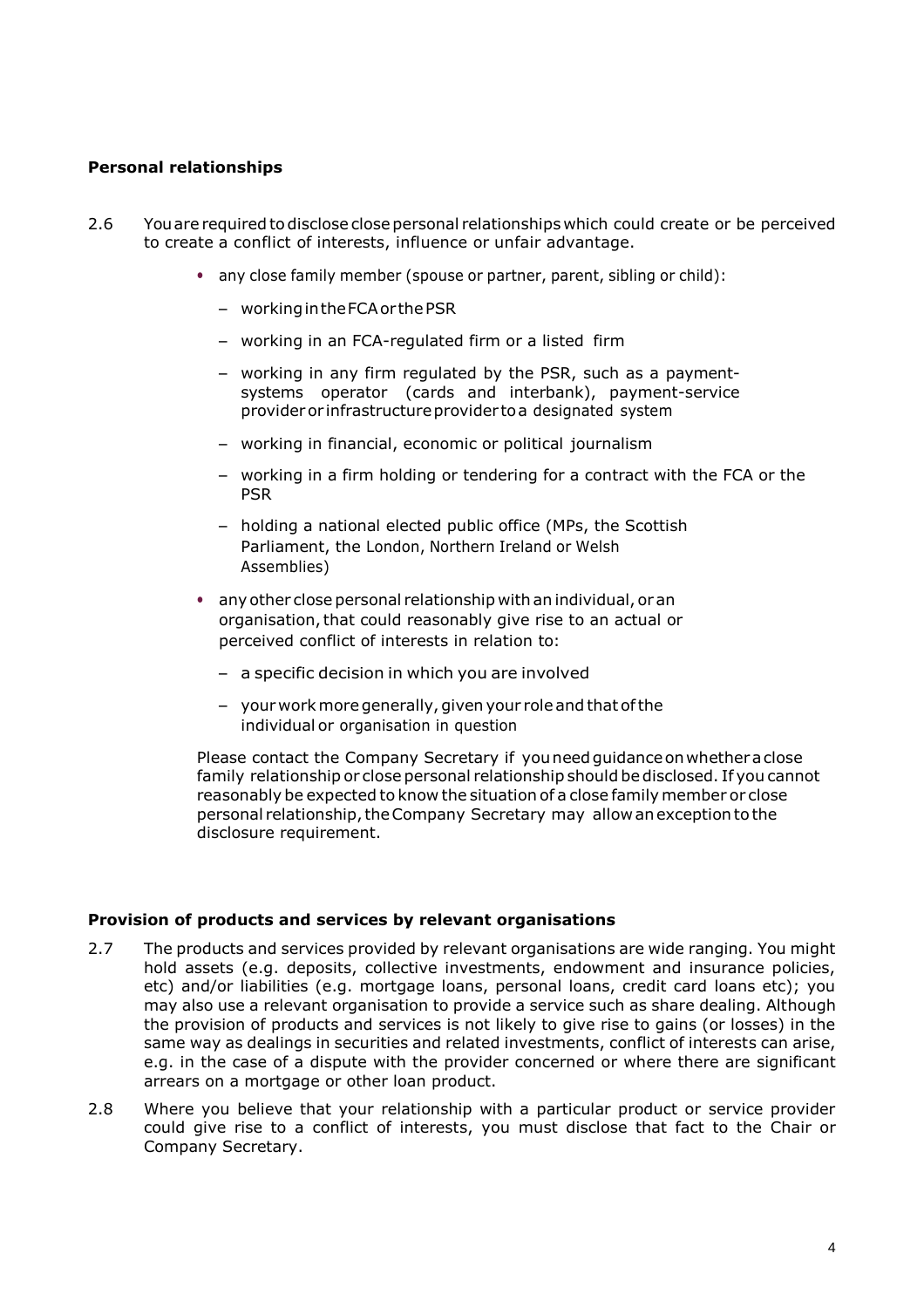**Personal relationships**

2.6 You are required to disclose close personal relationships which could create or be perceived to create a conflict of interests, influence or unfair advantage.

- any close family member (spouse or partner, parent, sibling or child):
  - working in the FCA or the PSR
  - working in an FCA-regulated firm or a listed firm
  - working in any firm regulated by the PSR, such as a payment-systems operator (cards and interbank), payment-service provider or infrastructure provider to a designated system
  - working in financial, economic or political journalism
  - working in a firm holding or tendering for a contract with the FCA or the PSR
  - holding a national elected public office (MPs, the Scottish Parliament, the London, Northern Ireland or Welsh Assemblies)
- any other close personal relationship with an individual, or an organisation, that could reasonably give rise to an actual or perceived conflict of interests in relation to:
  - a specific decision in which you are involved
  - your work more generally, given your role and that of the individual or organisation in question

Please contact the Company Secretary if you need guidance on whether a close family relationship or close personal relationship should be disclosed. If you cannot reasonably be expected to know the situation of a close family member or close personal relationship, the Company Secretary may allow an exception to the disclosure requirement.

**Provision of products and services by relevant organisations**

2.7 The products and services provided by relevant organisations are wide ranging. You might hold assets (e.g. deposits, collective investments, endowment and insurance policies, etc) and/or liabilities (e.g. mortgage loans, personal loans, credit card loans etc); you may also use a relevant organisation to provide a service such as share dealing. Although the provision of products and services is not likely to give rise to gains (or losses) in the same way as dealings in securities and related investments, conflict of interests can arise, e.g. in the case of a dispute with the provider concerned or where there are significant arrears on a mortgage or other loan product.

2.8 Where you believe that your relationship with a particular product or service provider could give rise to a conflict of interests, you must disclose that fact to the Chair or Company Secretary.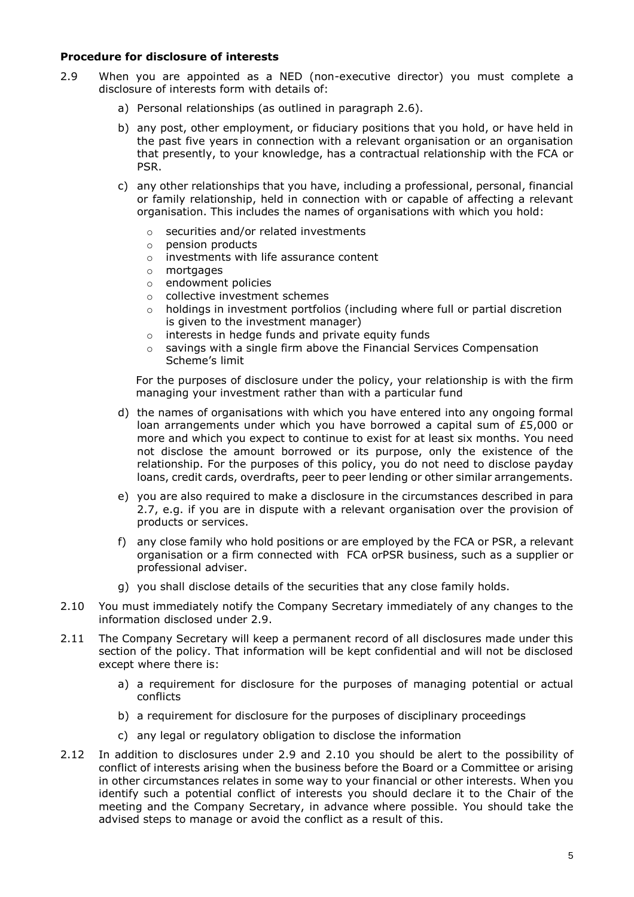**Procedure for disclosure of interests**

2.9 When you are appointed as a NED (non-executive director) you must complete a disclosure of interests form with details of:

a) Personal relationships (as outlined in paragraph 2.6).

b) any post, other employment, or fiduciary positions that you hold, or have held in the past five years in connection with a relevant organisation or an organisation that presently, to your knowledge, has a contractual relationship with the FCA or PSR.

c) any other relationships that you have, including a professional, personal, financial or family relationship, held in connection with or capable of affecting a relevant organisation. This includes the names of organisations with which you hold:

- securities and/or related investments
- pension products
- investments with life assurance content
- mortgages
- endowment policies
- collective investment schemes
- holdings in investment portfolios (including where full or partial discretion is given to the investment manager)
- interests in hedge funds and private equity funds
- savings with a single firm above the Financial Services Compensation Scheme's limit

For the purposes of disclosure under the policy, your relationship is with the firm managing your investment rather than with a particular fund

d) the names of organisations with which you have entered into any ongoing formal loan arrangements under which you have borrowed a capital sum of £5,000 or more and which you expect to continue to exist for at least six months. You need not disclose the amount borrowed or its purpose, only the existence of the relationship. For the purposes of this policy, you do not need to disclose payday loans, credit cards, overdrafts, peer to peer lending or other similar arrangements.

e) you are also required to make a disclosure in the circumstances described in para 2.7, e.g. if you are in dispute with a relevant organisation over the provision of products or services.

f) any close family who hold positions or are employed by the FCA or PSR, a relevant organisation or a firm connected with FCA orPSR business, such as a supplier or professional adviser.

g) you shall disclose details of the securities that any close family holds.

2.10 You must immediately notify the Company Secretary immediately of any changes to the information disclosed under 2.9.

2.11 The Company Secretary will keep a permanent record of all disclosures made under this section of the policy. That information will be kept confidential and will not be disclosed except where there is:

a) a requirement for disclosure for the purposes of managing potential or actual conflicts

b) a requirement for disclosure for the purposes of disciplinary proceedings

c) any legal or regulatory obligation to disclose the information

2.12 In addition to disclosures under 2.9 and 2.10 you should be alert to the possibility of conflict of interests arising when the business before the Board or a Committee or arising in other circumstances relates in some way to your financial or other interests. When you identify such a potential conflict of interests you should declare it to the Chair of the meeting and the Company Secretary, in advance where possible. You should take the advised steps to manage or avoid the conflict as a result of this.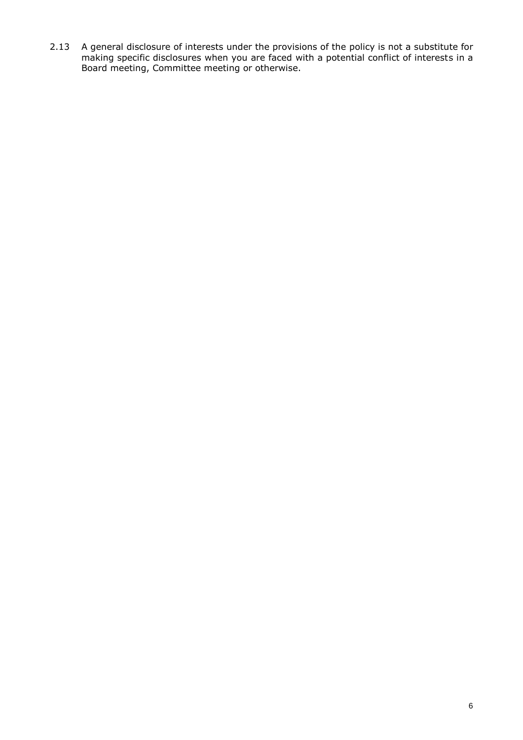2.13 A general disclosure of interests under the provisions of the policy is not a substitute for making specific disclosures when you are faced with a potential conflict of interests in a Board meeting, Committee meeting or otherwise.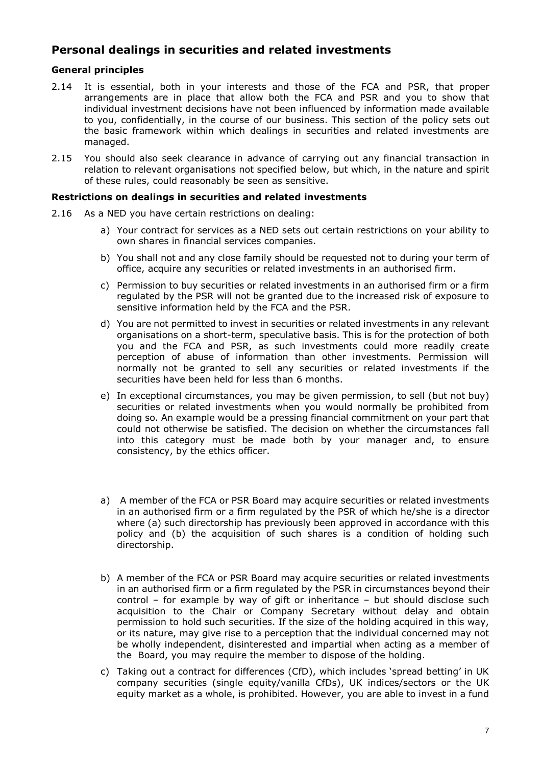## Personal dealings in securities and related investments

### General principles

2.14 It is essential, both in your interests and those of the FCA and PSR, that proper arrangements are in place that allow both the FCA and PSR and you to show that individual investment decisions have not been influenced by information made available to you, confidentially, in the course of our business. This section of the policy sets out the basic framework within which dealings in securities and related investments are managed.

2.15 You should also seek clearance in advance of carrying out any financial transaction in relation to relevant organisations not specified below, but which, in the nature and spirit of these rules, could reasonably be seen as sensitive.

### Restrictions on dealings in securities and related investments

2.16 As a NED you have certain restrictions on dealing:

a) Your contract for services as a NED sets out certain restrictions on your ability to own shares in financial services companies.

b) You shall not and any close family should be requested not to during your term of office, acquire any securities or related investments in an authorised firm.

c) Permission to buy securities or related investments in an authorised firm or a firm regulated by the PSR will not be granted due to the increased risk of exposure to sensitive information held by the FCA and the PSR.

d) You are not permitted to invest in securities or related investments in any relevant organisations on a short-term, speculative basis. This is for the protection of both you and the FCA and PSR, as such investments could more readily create perception of abuse of information than other investments. Permission will normally not be granted to sell any securities or related investments if the securities have been held for less than 6 months.

e) In exceptional circumstances, you may be given permission, to sell (but not buy) securities or related investments when you would normally be prohibited from doing so. An example would be a pressing financial commitment on your part that could not otherwise be satisfied. The decision on whether the circumstances fall into this category must be made both by your manager and, to ensure consistency, by the ethics officer.

a) A member of the FCA or PSR Board may acquire securities or related investments in an authorised firm or a firm regulated by the PSR of which he/she is a director where (a) such directorship has previously been approved in accordance with this policy and (b) the acquisition of such shares is a condition of holding such directorship.

b) A member of the FCA or PSR Board may acquire securities or related investments in an authorised firm or a firm regulated by the PSR in circumstances beyond their control – for example by way of gift or inheritance – but should disclose such acquisition to the Chair or Company Secretary without delay and obtain permission to hold such securities. If the size of the holding acquired in this way, or its nature, may give rise to a perception that the individual concerned may not be wholly independent, disinterested and impartial when acting as a member of the Board, you may require the member to dispose of the holding.

c) Taking out a contract for differences (CfD), which includes 'spread betting' in UK company securities (single equity/vanilla CfDs), UK indices/sectors or the UK equity market as a whole, is prohibited. However, you are able to invest in a fund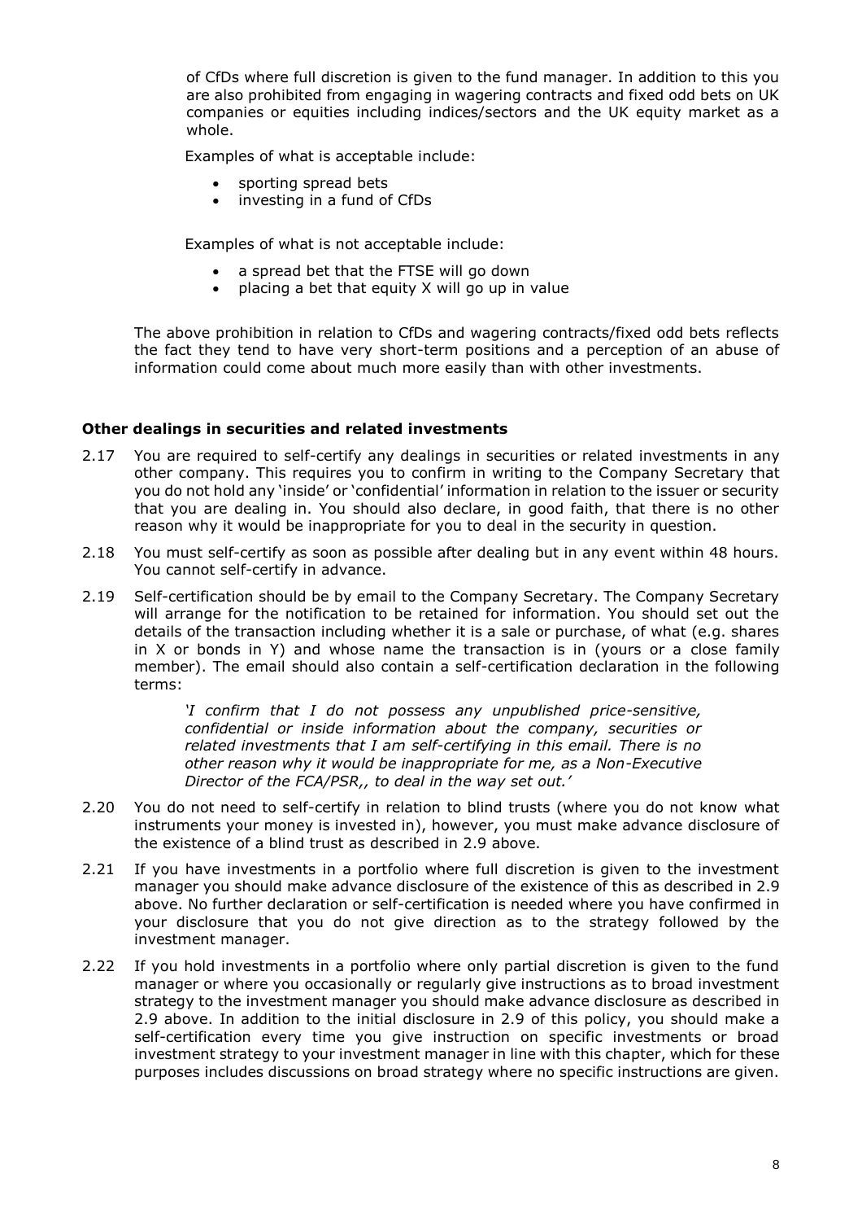of CfDs where full discretion is given to the fund manager. In addition to this you are also prohibited from engaging in wagering contracts and fixed odd bets on UK companies or equities including indices/sectors and the UK equity market as a whole.

Examples of what is acceptable include:

- sporting spread bets
- investing in a fund of CfDs

Examples of what is not acceptable include:

- a spread bet that the FTSE will go down
- placing a bet that equity X will go up in value

The above prohibition in relation to CfDs and wagering contracts/fixed odd bets reflects the fact they tend to have very short-term positions and a perception of an abuse of information could come about much more easily than with other investments.

**Other dealings in securities and related investments**

2.17 You are required to self-certify any dealings in securities or related investments in any other company. This requires you to confirm in writing to the Company Secretary that you do not hold any 'inside' or 'confidential' information in relation to the issuer or security that you are dealing in. You should also declare, in good faith, that there is no other reason why it would be inappropriate for you to deal in the security in question.

2.18 You must self-certify as soon as possible after dealing but in any event within 48 hours. You cannot self-certify in advance.

2.19 Self-certification should be by email to the Company Secretary. The Company Secretary will arrange for the notification to be retained for information. You should set out the details of the transaction including whether it is a sale or purchase, of what (e.g. shares in X or bonds in Y) and whose name the transaction is in (yours or a close family member). The email should also contain a self-certification declaration in the following terms:

> *'I confirm that I do not possess any unpublished price-sensitive, confidential or inside information about the company, securities or related investments that I am self-certifying in this email. There is no other reason why it would be inappropriate for me, as a Non-Executive Director of the FCA/PSR,, to deal in the way set out.'*

2.20 You do not need to self-certify in relation to blind trusts (where you do not know what instruments your money is invested in), however, you must make advance disclosure of the existence of a blind trust as described in 2.9 above.

2.21 If you have investments in a portfolio where full discretion is given to the investment manager you should make advance disclosure of the existence of this as described in 2.9 above. No further declaration or self-certification is needed where you have confirmed in your disclosure that you do not give direction as to the strategy followed by the investment manager.

2.22 If you hold investments in a portfolio where only partial discretion is given to the fund manager or where you occasionally or regularly give instructions as to broad investment strategy to the investment manager you should make advance disclosure as described in 2.9 above. In addition to the initial disclosure in 2.9 of this policy, you should make a self-certification every time you give instruction on specific investments or broad investment strategy to your investment manager in line with this chapter, which for these purposes includes discussions on broad strategy where no specific instructions are given.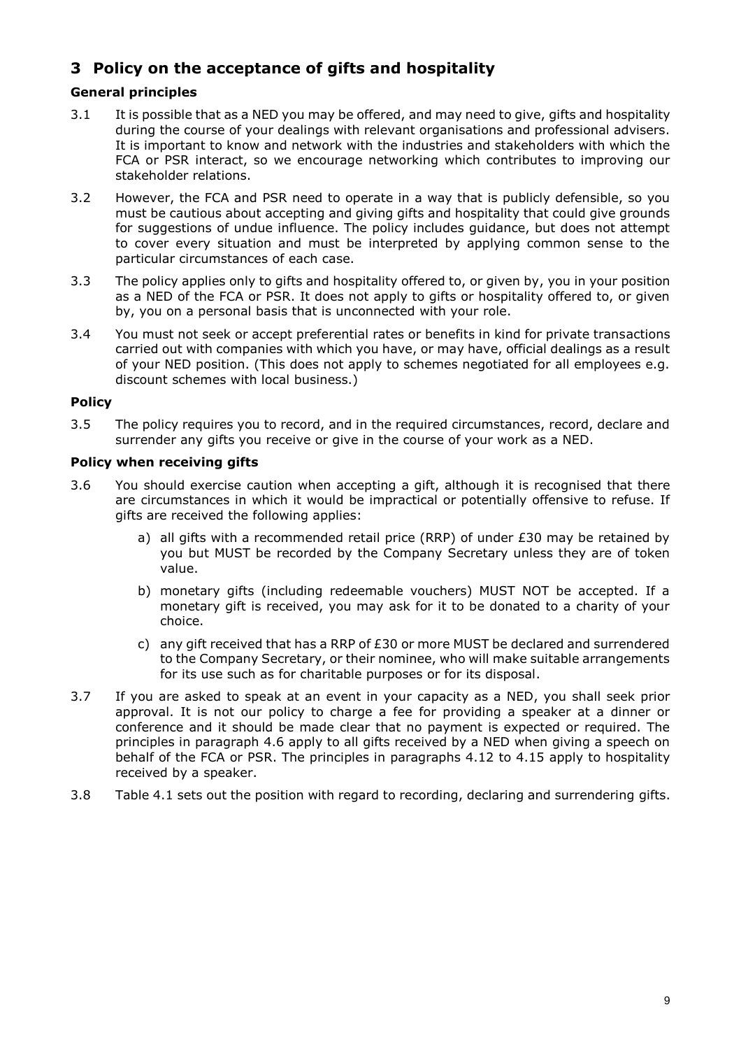## 3 Policy on the acceptance of gifts and hospitality

### General principles

3.1 It is possible that as a NED you may be offered, and may need to give, gifts and hospitality during the course of your dealings with relevant organisations and professional advisers. It is important to know and network with the industries and stakeholders with which the FCA or PSR interact, so we encourage networking which contributes to improving our stakeholder relations.

3.2 However, the FCA and PSR need to operate in a way that is publicly defensible, so you must be cautious about accepting and giving gifts and hospitality that could give grounds for suggestions of undue influence. The policy includes guidance, but does not attempt to cover every situation and must be interpreted by applying common sense to the particular circumstances of each case.

3.3 The policy applies only to gifts and hospitality offered to, or given by, you in your position as a NED of the FCA or PSR. It does not apply to gifts or hospitality offered to, or given by, you on a personal basis that is unconnected with your role.

3.4 You must not seek or accept preferential rates or benefits in kind for private transactions carried out with companies with which you have, or may have, official dealings as a result of your NED position. (This does not apply to schemes negotiated for all employees e.g. discount schemes with local business.)

### Policy

3.5 The policy requires you to record, and in the required circumstances, record, declare and surrender any gifts you receive or give in the course of your work as a NED.

### Policy when receiving gifts

3.6 You should exercise caution when accepting a gift, although it is recognised that there are circumstances in which it would be impractical or potentially offensive to refuse. If gifts are received the following applies:

a) all gifts with a recommended retail price (RRP) of under £30 may be retained by you but MUST be recorded by the Company Secretary unless they are of token value.

b) monetary gifts (including redeemable vouchers) MUST NOT be accepted. If a monetary gift is received, you may ask for it to be donated to a charity of your choice.

c) any gift received that has a RRP of £30 or more MUST be declared and surrendered to the Company Secretary, or their nominee, who will make suitable arrangements for its use such as for charitable purposes or for its disposal.

3.7 If you are asked to speak at an event in your capacity as a NED, you shall seek prior approval. It is not our policy to charge a fee for providing a speaker at a dinner or conference and it should be made clear that no payment is expected or required. The principles in paragraph 4.6 apply to all gifts received by a NED when giving a speech on behalf of the FCA or PSR. The principles in paragraphs 4.12 to 4.15 apply to hospitality received by a speaker.

3.8 Table 4.1 sets out the position with regard to recording, declaring and surrendering gifts.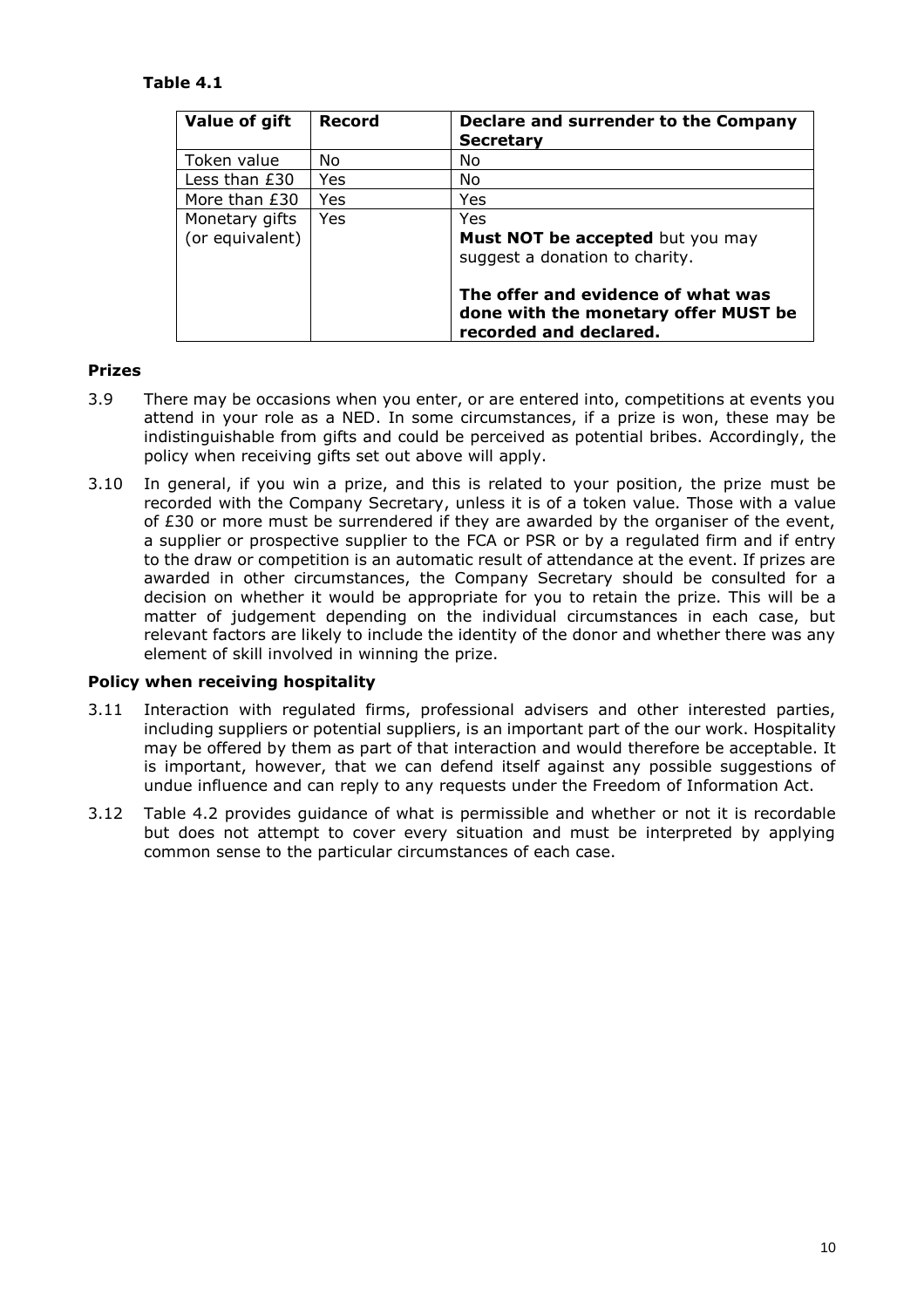**Table 4.1**

| Value of gift | Record | Declare and surrender to the Company Secretary |
|---|---|---|
| Token value | No | No |
| Less than £30 | Yes | No |
| More than £30 | Yes | Yes |
| Monetary gifts (or equivalent) | Yes | Yes<br>**Must NOT be accepted** but you may suggest a donation to charity.<br><br>**The offer and evidence of what was done with the monetary offer MUST be recorded and declared.** |

### Prizes

3.9 There may be occasions when you enter, or are entered into, competitions at events you attend in your role as a NED. In some circumstances, if a prize is won, these may be indistinguishable from gifts and could be perceived as potential bribes. Accordingly, the policy when receiving gifts set out above will apply.

3.10 In general, if you win a prize, and this is related to your position, the prize must be recorded with the Company Secretary, unless it is of a token value. Those with a value of £30 or more must be surrendered if they are awarded by the organiser of the event, a supplier or prospective supplier to the FCA or PSR or by a regulated firm and if entry to the draw or competition is an automatic result of attendance at the event. If prizes are awarded in other circumstances, the Company Secretary should be consulted for a decision on whether it would be appropriate for you to retain the prize. This will be a matter of judgement depending on the individual circumstances in each case, but relevant factors are likely to include the identity of the donor and whether there was any element of skill involved in winning the prize.

### Policy when receiving hospitality

3.11 Interaction with regulated firms, professional advisers and other interested parties, including suppliers or potential suppliers, is an important part of the our work. Hospitality may be offered by them as part of that interaction and would therefore be acceptable. It is important, however, that we can defend itself against any possible suggestions of undue influence and can reply to any requests under the Freedom of Information Act.

3.12 Table 4.2 provides guidance of what is permissible and whether or not it is recordable but does not attempt to cover every situation and must be interpreted by applying common sense to the particular circumstances of each case.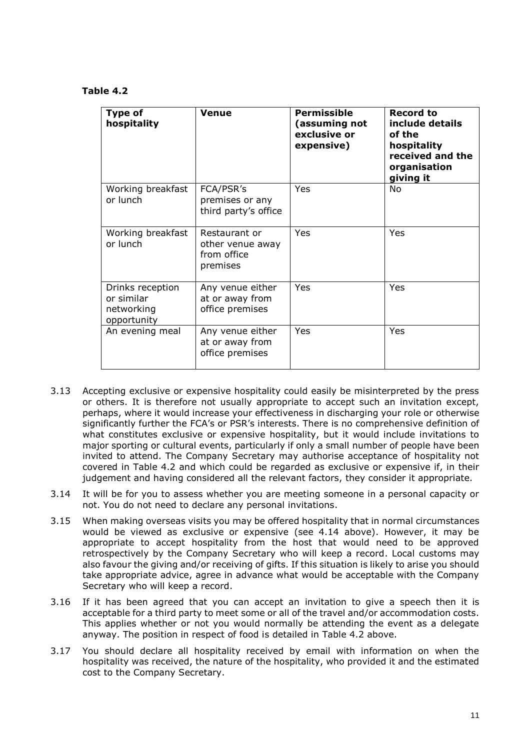**Table 4.2**

| Type of hospitality | Venue | Permissible (assuming not exclusive or expensive) | Record to include details of the hospitality received and the organisation giving it |
|---|---|---|---|
| Working breakfast or lunch | FCA/PSR's premises or any third party's office | Yes | No |
| Working breakfast or lunch | Restaurant or other venue away from office premises | Yes | Yes |
| Drinks reception or similar networking opportunity | Any venue either at or away from office premises | Yes | Yes |
| An evening meal | Any venue either at or away from office premises | Yes | Yes |

3.13 Accepting exclusive or expensive hospitality could easily be misinterpreted by the press or others. It is therefore not usually appropriate to accept such an invitation except, perhaps, where it would increase your effectiveness in discharging your role or otherwise significantly further the FCA's or PSR's interests. There is no comprehensive definition of what constitutes exclusive or expensive hospitality, but it would include invitations to major sporting or cultural events, particularly if only a small number of people have been invited to attend. The Company Secretary may authorise acceptance of hospitality not covered in Table 4.2 and which could be regarded as exclusive or expensive if, in their judgement and having considered all the relevant factors, they consider it appropriate.

3.14 It will be for you to assess whether you are meeting someone in a personal capacity or not. You do not need to declare any personal invitations.

3.15 When making overseas visits you may be offered hospitality that in normal circumstances would be viewed as exclusive or expensive (see 4.14 above). However, it may be appropriate to accept hospitality from the host that would need to be approved retrospectively by the Company Secretary who will keep a record. Local customs may also favour the giving and/or receiving of gifts. If this situation is likely to arise you should take appropriate advice, agree in advance what would be acceptable with the Company Secretary who will keep a record.

3.16 If it has been agreed that you can accept an invitation to give a speech then it is acceptable for a third party to meet some or all of the travel and/or accommodation costs. This applies whether or not you would normally be attending the event as a delegate anyway. The position in respect of food is detailed in Table 4.2 above.

3.17 You should declare all hospitality received by email with information on when the hospitality was received, the nature of the hospitality, who provided it and the estimated cost to the Company Secretary.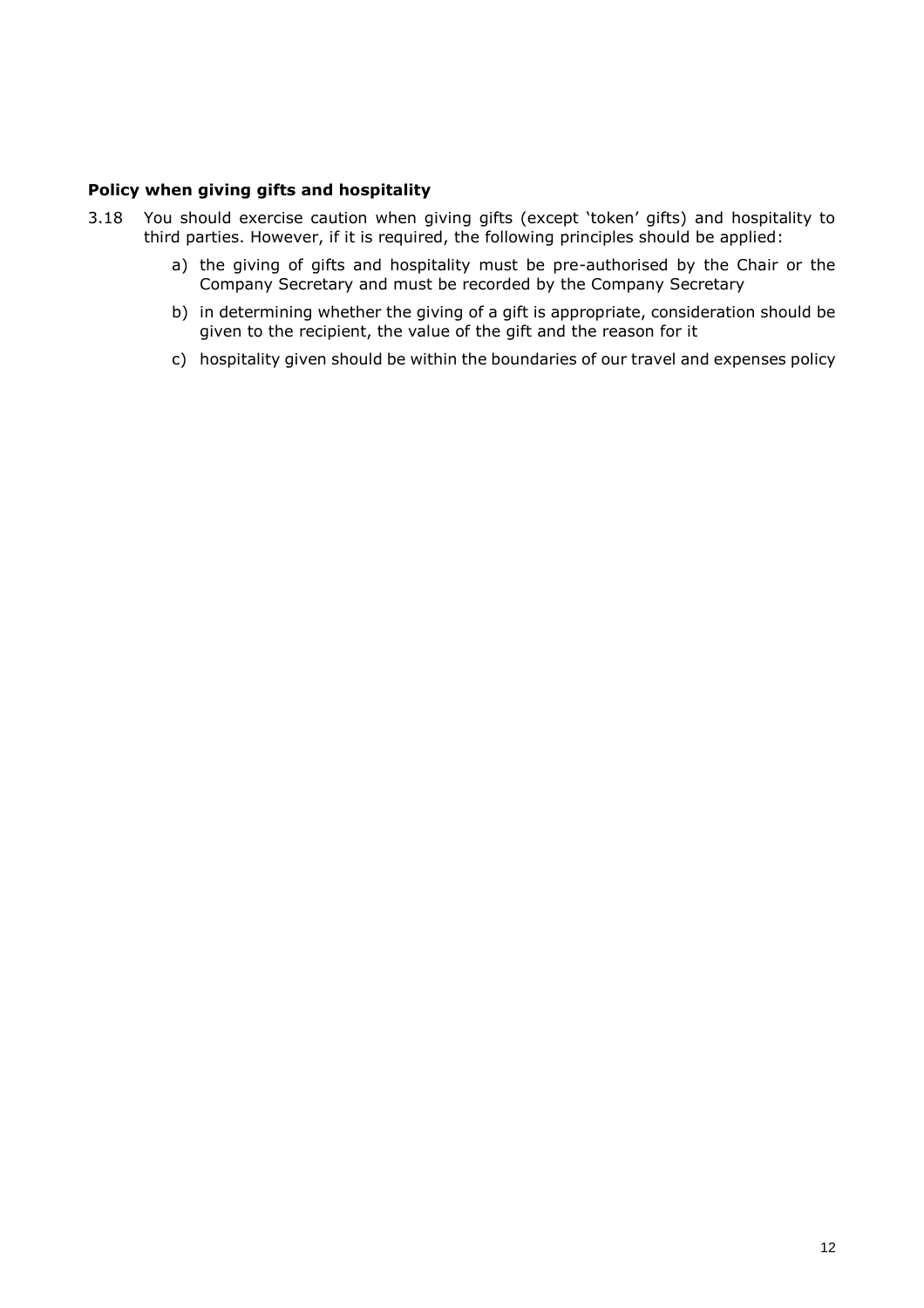**Policy when giving gifts and hospitality**

3.18 You should exercise caution when giving gifts (except 'token' gifts) and hospitality to third parties. However, if it is required, the following principles should be applied:

a) the giving of gifts and hospitality must be pre-authorised by the Chair or the Company Secretary and must be recorded by the Company Secretary

b) in determining whether the giving of a gift is appropriate, consideration should be given to the recipient, the value of the gift and the reason for it

c) hospitality given should be within the boundaries of our travel and expenses policy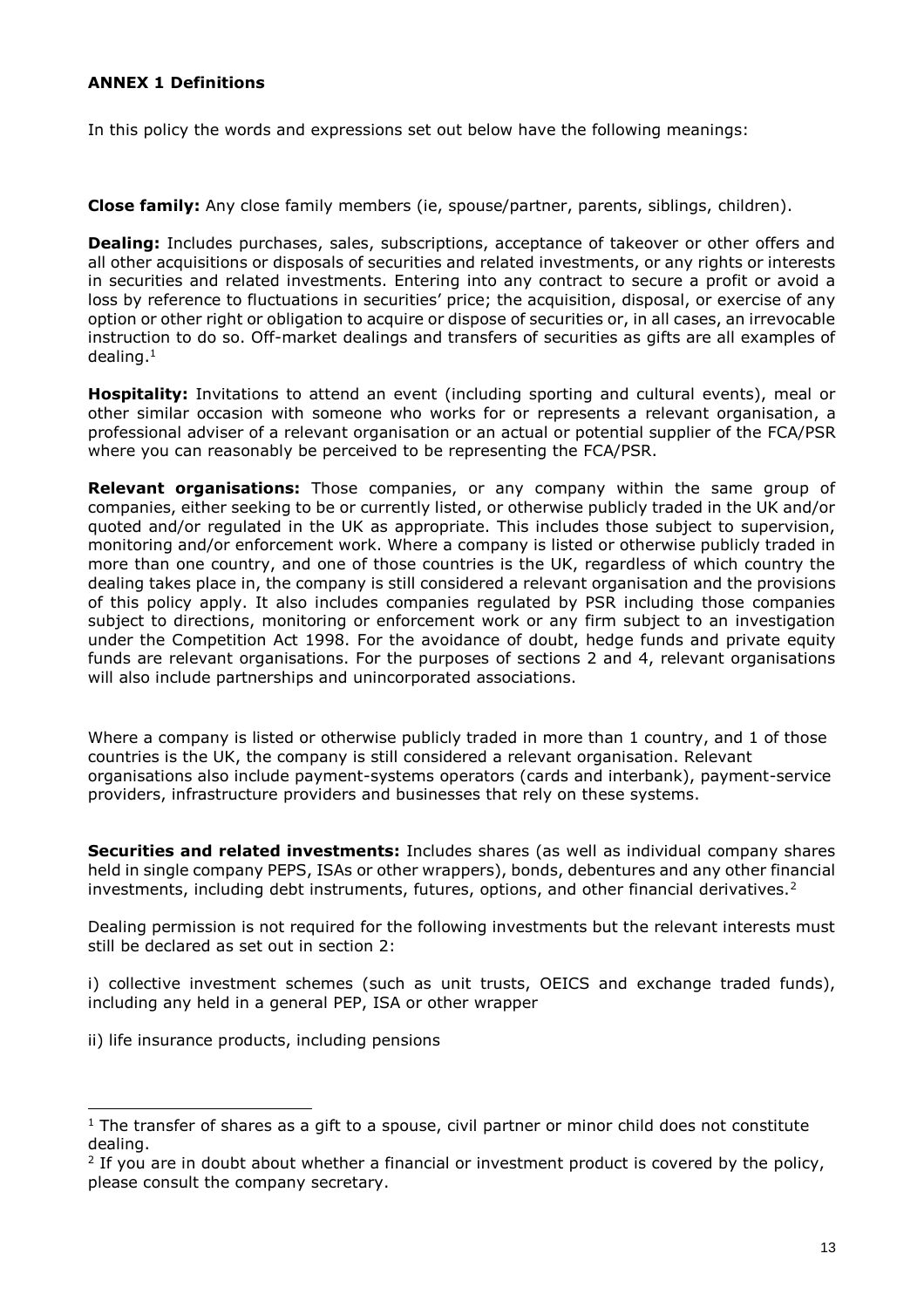#### ANNEX 1 Definitions

In this policy the words and expressions set out below have the following meanings:

**Close family:** Any close family members (ie, spouse/partner, parents, siblings, children).

**Dealing:** Includes purchases, sales, subscriptions, acceptance of takeover or other offers and all other acquisitions or disposals of securities and related investments, or any rights or interests in securities and related investments. Entering into any contract to secure a profit or avoid a loss by reference to fluctuations in securities' price; the acquisition, disposal, or exercise of any option or other right or obligation to acquire or dispose of securities or, in all cases, an irrevocable instruction to do so. Off-market dealings and transfers of securities as gifts are all examples of dealing.[1]

**Hospitality:** Invitations to attend an event (including sporting and cultural events), meal or other similar occasion with someone who works for or represents a relevant organisation, a professional adviser of a relevant organisation or an actual or potential supplier of the FCA/PSR where you can reasonably be perceived to be representing the FCA/PSR.

**Relevant organisations:** Those companies, or any company within the same group of companies, either seeking to be or currently listed, or otherwise publicly traded in the UK and/or quoted and/or regulated in the UK as appropriate. This includes those subject to supervision, monitoring and/or enforcement work. Where a company is listed or otherwise publicly traded in more than one country, and one of those countries is the UK, regardless of which country the dealing takes place in, the company is still considered a relevant organisation and the provisions of this policy apply. It also includes companies regulated by PSR including those companies subject to directions, monitoring or enforcement work or any firm subject to an investigation under the Competition Act 1998. For the avoidance of doubt, hedge funds and private equity funds are relevant organisations. For the purposes of sections 2 and 4, relevant organisations will also include partnerships and unincorporated associations.

Where a company is listed or otherwise publicly traded in more than 1 country, and 1 of those countries is the UK, the company is still considered a relevant organisation. Relevant organisations also include payment-systems operators (cards and interbank), payment-service providers, infrastructure providers and businesses that rely on these systems.

**Securities and related investments:** Includes shares (as well as individual company shares held in single company PEPS, ISAs or other wrappers), bonds, debentures and any other financial investments, including debt instruments, futures, options, and other financial derivatives.[2]

Dealing permission is not required for the following investments but the relevant interests must still be declared as set out in section 2:

i) collective investment schemes (such as unit trusts, OEICS and exchange traded funds), including any held in a general PEP, ISA or other wrapper

ii) life insurance products, including pensions

---

[1] The transfer of shares as a gift to a spouse, civil partner or minor child does not constitute dealing.

[2] If you are in doubt about whether a financial or investment product is covered by the policy, please consult the company secretary.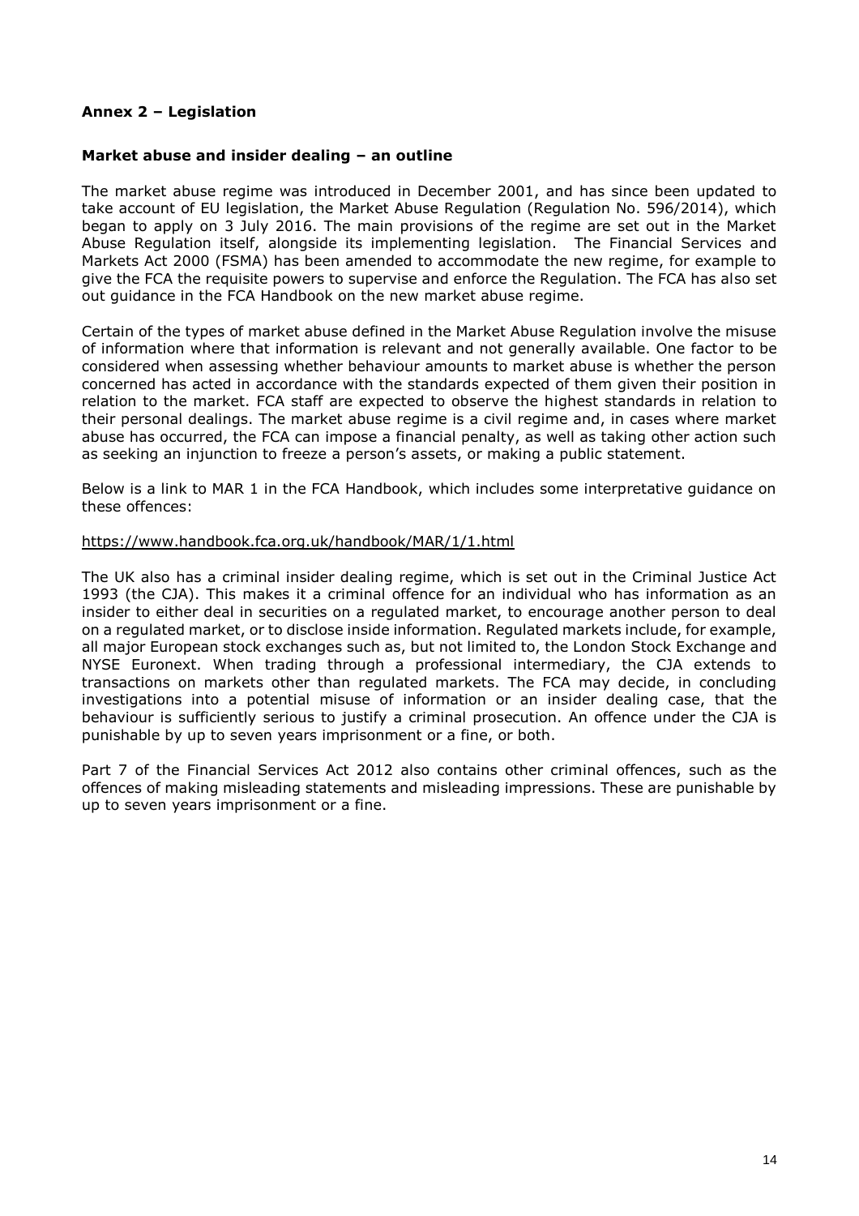## Annex 2 – Legislation

### Market abuse and insider dealing – an outline

The market abuse regime was introduced in December 2001, and has since been updated to take account of EU legislation, the Market Abuse Regulation (Regulation No. 596/2014), which began to apply on 3 July 2016. The main provisions of the regime are set out in the Market Abuse Regulation itself, alongside its implementing legislation. The Financial Services and Markets Act 2000 (FSMA) has been amended to accommodate the new regime, for example to give the FCA the requisite powers to supervise and enforce the Regulation. The FCA has also set out guidance in the FCA Handbook on the new market abuse regime.

Certain of the types of market abuse defined in the Market Abuse Regulation involve the misuse of information where that information is relevant and not generally available. One factor to be considered when assessing whether behaviour amounts to market abuse is whether the person concerned has acted in accordance with the standards expected of them given their position in relation to the market. FCA staff are expected to observe the highest standards in relation to their personal dealings. The market abuse regime is a civil regime and, in cases where market abuse has occurred, the FCA can impose a financial penalty, as well as taking other action such as seeking an injunction to freeze a person's assets, or making a public statement.

Below is a link to MAR 1 in the FCA Handbook, which includes some interpretative guidance on these offences:

https://www.handbook.fca.org.uk/handbook/MAR/1/1.html

The UK also has a criminal insider dealing regime, which is set out in the Criminal Justice Act 1993 (the CJA). This makes it a criminal offence for an individual who has information as an insider to either deal in securities on a regulated market, to encourage another person to deal on a regulated market, or to disclose inside information. Regulated markets include, for example, all major European stock exchanges such as, but not limited to, the London Stock Exchange and NYSE Euronext. When trading through a professional intermediary, the CJA extends to transactions on markets other than regulated markets. The FCA may decide, in concluding investigations into a potential misuse of information or an insider dealing case, that the behaviour is sufficiently serious to justify a criminal prosecution. An offence under the CJA is punishable by up to seven years imprisonment or a fine, or both.

Part 7 of the Financial Services Act 2012 also contains other criminal offences, such as the offences of making misleading statements and misleading impressions. These are punishable by up to seven years imprisonment or a fine.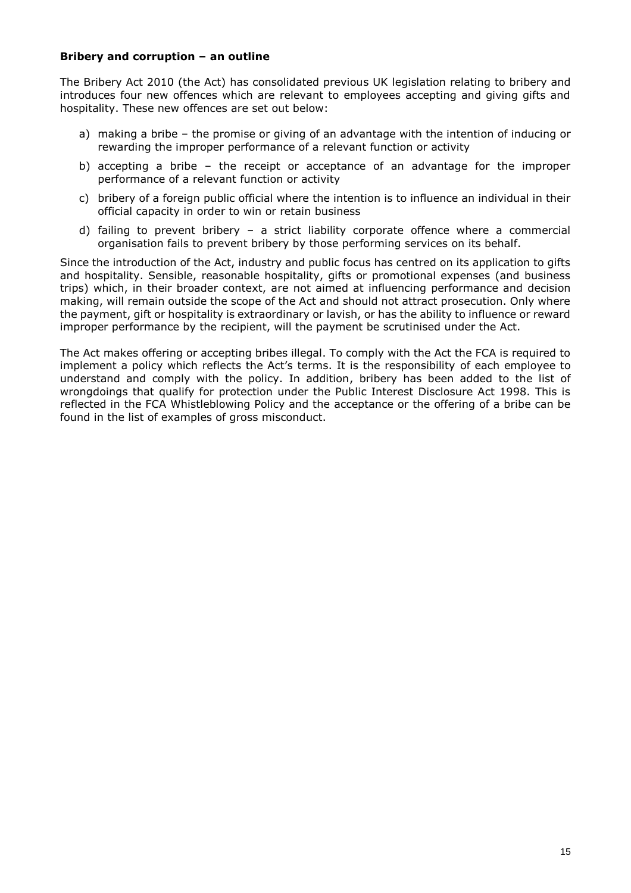**Bribery and corruption – an outline**

The Bribery Act 2010 (the Act) has consolidated previous UK legislation relating to bribery and introduces four new offences which are relevant to employees accepting and giving gifts and hospitality. These new offences are set out below:

a) making a bribe – the promise or giving of an advantage with the intention of inducing or rewarding the improper performance of a relevant function or activity
b) accepting a bribe – the receipt or acceptance of an advantage for the improper performance of a relevant function or activity
c) bribery of a foreign public official where the intention is to influence an individual in their official capacity in order to win or retain business
d) failing to prevent bribery – a strict liability corporate offence where a commercial organisation fails to prevent bribery by those performing services on its behalf.

Since the introduction of the Act, industry and public focus has centred on its application to gifts and hospitality. Sensible, reasonable hospitality, gifts or promotional expenses (and business trips) which, in their broader context, are not aimed at influencing performance and decision making, will remain outside the scope of the Act and should not attract prosecution. Only where the payment, gift or hospitality is extraordinary or lavish, or has the ability to influence or reward improper performance by the recipient, will the payment be scrutinised under the Act.

The Act makes offering or accepting bribes illegal. To comply with the Act the FCA is required to implement a policy which reflects the Act's terms. It is the responsibility of each employee to understand and comply with the policy. In addition, bribery has been added to the list of wrongdoings that qualify for protection under the Public Interest Disclosure Act 1998. This is reflected in the FCA Whistleblowing Policy and the acceptance or the offering of a bribe can be found in the list of examples of gross misconduct.